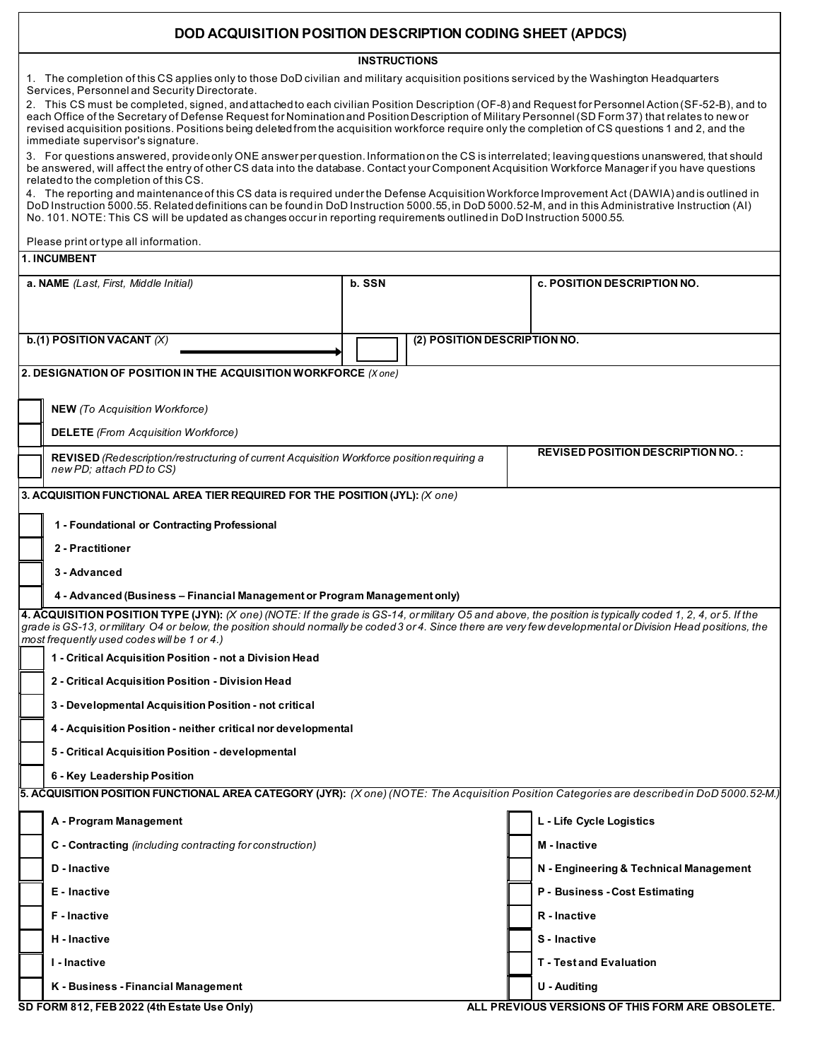# DOD ACQUISITION POSITION DESCRIPTION CODING SHEET (APDCS)

## INSTRUCTIONS

1. The completion of this CS applies only to those DoD civilian and military acquisition positions serviced by the Washington Headquarters Services, Personnel and Security Directorate.
2. This CS must be completed, signed, and attached to each civilian Position Description (OF-8) and Request for Personnel Action (SF-52-B), and to each Office of the Secretary of Defense Request for Nomination and Position Description of Military Personnel (SD Form 37) that relates to new or revised acquisition positions. Positions being deleted from the acquisition workforce require only the completion of CS questions 1 and 2, and the immediate supervisor's signature.
3. For questions answered, provide only ONE answer per question. Information on the CS is interrelated; leaving questions unanswered, that should be answered, will affect the entry of other CS data into the database. Contact your Component Acquisition Workforce Manager if you have questions related to the completion of this CS.
4. The reporting and maintenance of this CS data is required under the Defense Acquisition Workforce Improvement Act (DAWIA) and is outlined in DoD Instruction 5000.55. Related definitions can be found in DoD Instruction 5000.55, in DoD 5000.52-M, and in this Administrative Instruction (AI) No. 101. NOTE: This CS will be updated as changes occur in reporting requirements outlined in DoD Instruction 5000.55.

Please print or type all information.

### 1. INCUMBENT

| a. NAME *(Last, First, Middle Initial)* | b. SSN | c. POSITION DESCRIPTION NO. |
|---|---|---|
| | | |

| b.(1) POSITION VACANT *(X)* → | ☐ | (2) POSITION DESCRIPTION NO. |
|---|---|---|

### 2. DESIGNATION OF POSITION IN THE ACQUISITION WORKFORCE *(X one)*

- ☐ **NEW** *(To Acquisition Workforce)*
- ☐ **DELETE** *(From Acquisition Workforce)*
- ☐ **REVISED** *(Redescription/restructuring of current Acquisition Workforce position requiring a new PD; attach PD to CS)* — **REVISED POSITION DESCRIPTION NO. :**

### 3. ACQUISITION FUNCTIONAL AREA TIER REQUIRED FOR THE POSITION (JYL): *(X one)*

- ☐ **1 - Foundational or Contracting Professional**
- ☐ **2 - Practitioner**
- ☐ **3 - Advanced**
- ☐ **4 - Advanced (Business – Financial Management or Program Management only)**

### 4. ACQUISITION POSITION TYPE (JYN): *(X one) (NOTE: If the grade is GS-14, or military O5 and above, the position is typically coded 1, 2, 4, or 5. If the grade is GS-13, or military O4 or below, the position should normally be coded 3 or 4. Since there are very few developmental or Division Head positions, the most frequently used codes will be 1 or 4.)*

- ☐ **1 - Critical Acquisition Position - not a Division Head**
- ☐ **2 - Critical Acquisition Position - Division Head**
- ☐ **3 - Developmental Acquisition Position - not critical**
- ☐ **4 - Acquisition Position - neither critical nor developmental**
- ☐ **5 - Critical Acquisition Position - developmental**
- ☐ **6 - Key Leadership Position**

### 5. ACQUISITION POSITION FUNCTIONAL AREA CATEGORY (JYR): *(X one) (NOTE: The Acquisition Position Categories are described in DoD 5000.52-M.)*

- ☐ **A - Program Management**
- ☐ **C - Contracting** *(including contracting for construction)*
- ☐ **D - Inactive**
- ☐ **E - Inactive**
- ☐ **F - Inactive**
- ☐ **H - Inactive**
- ☐ **I - Inactive**
- ☐ **K - Business - Financial Management**
- ☐ **L - Life Cycle Logistics**
- ☐ **M - Inactive**
- ☐ **N - Engineering & Technical Management**
- ☐ **P - Business - Cost Estimating**
- ☐ **R - Inactive**
- ☐ **S - Inactive**
- ☐ **T - Test and Evaluation**
- ☐ **U - Auditing**

SD FORM 812, FEB 2022 (4th Estate Use Only) — ALL PREVIOUS VERSIONS OF THIS FORM ARE OBSOLETE.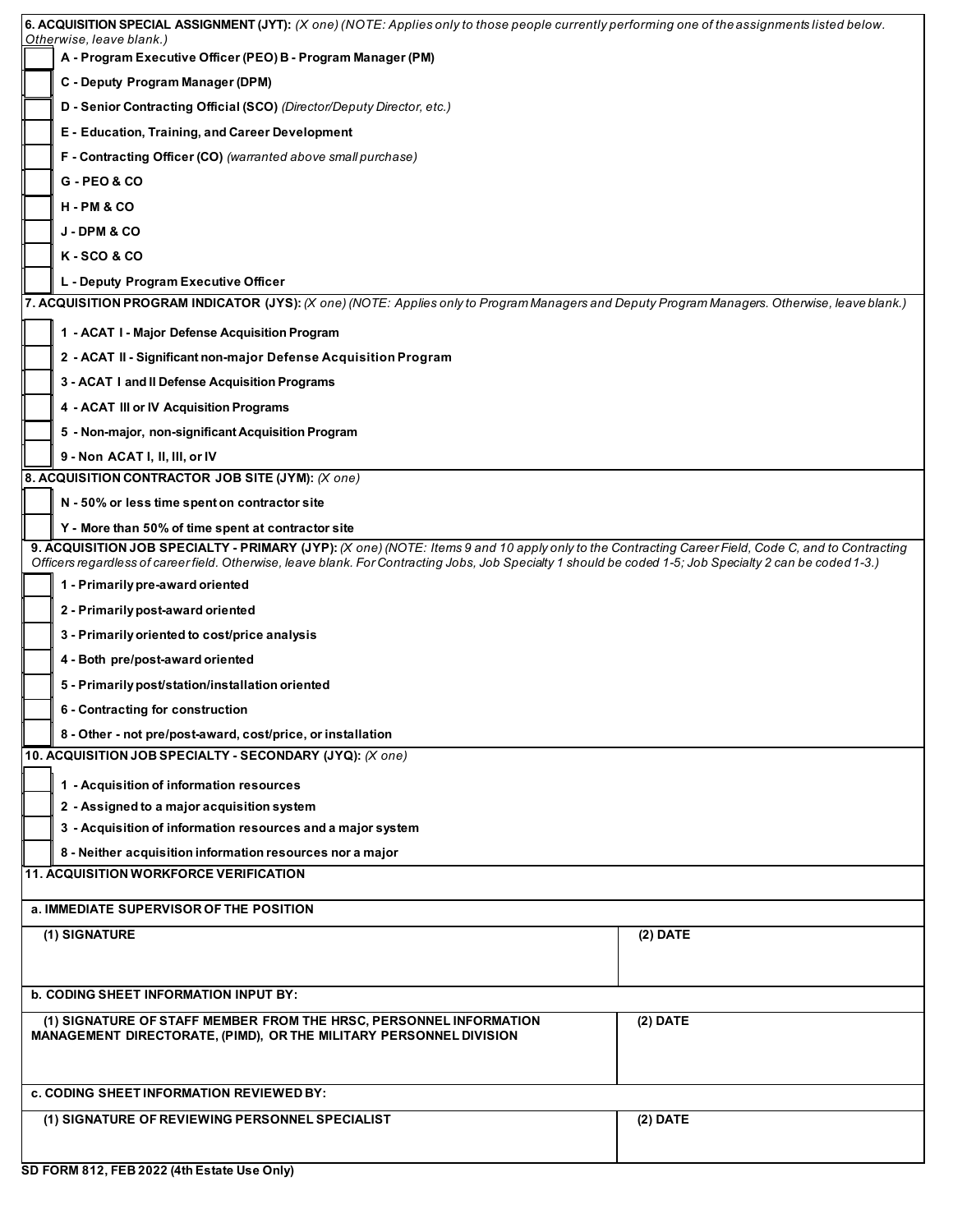**6. ACQUISITION SPECIAL ASSIGNMENT (JYT):** *(X one) (NOTE: Applies only to those people currently performing one of the assignments listed below. Otherwise, leave blank.)*

- [ ] **A - Program Executive Officer (PEO) B - Program Manager (PM)**
- [ ] **C - Deputy Program Manager (DPM)**
- [ ] **D - Senior Contracting Official (SCO)** *(Director/Deputy Director, etc.)*
- [ ] **E - Education, Training, and Career Development**
- [ ] **F - Contracting Officer (CO)** *(warranted above small purchase)*
- [ ] **G - PEO & CO**
- [ ] **H - PM & CO**
- [ ] **J - DPM & CO**
- [ ] **K - SCO & CO**
- [ ] **L - Deputy Program Executive Officer**

**7. ACQUISITION PROGRAM INDICATOR (JYS):** *(X one) (NOTE: Applies only to Program Managers and Deputy Program Managers. Otherwise, leave blank.)*

- [ ] **1 - ACAT I - Major Defense Acquisition Program**
- [ ] **2 - ACAT II - Significant non-major Defense Acquisition Program**
- [ ] **3 - ACAT I and II Defense Acquisition Programs**
- [ ] **4 - ACAT III or IV Acquisition Programs**
- [ ] **5 - Non-major, non-significant Acquisition Program**
- [ ] **9 - Non ACAT I, II, III, or IV**

**8. ACQUISITION CONTRACTOR JOB SITE (JYM):** *(X one)*

- [ ] **N - 50% or less time spent on contractor site**
- [ ] **Y - More than 50% of time spent at contractor site**

**9. ACQUISITION JOB SPECIALTY - PRIMARY (JYP):** *(X one) (NOTE: Items 9 and 10 apply only to the Contracting Career Field, Code C, and to Contracting Officers regardless of career field. Otherwise, leave blank. For Contracting Jobs, Job Specialty 1 should be coded 1-5; Job Specialty 2 can be coded 1-3.)*

- [ ] **1 - Primarily pre-award oriented**
- [ ] **2 - Primarily post-award oriented**
- [ ] **3 - Primarily oriented to cost/price analysis**
- [ ] **4 - Both pre/post-award oriented**
- [ ] **5 - Primarily post/station/installation oriented**
- [ ] **6 - Contracting for construction**
- [ ] **8 - Other - not pre/post-award, cost/price, or installation**

**10. ACQUISITION JOB SPECIALTY - SECONDARY (JYQ):** *(X one)*

- [ ] **1 - Acquisition of information resources**
- [ ] **2 - Assigned to a major acquisition system**
- [ ] **3 - Acquisition of information resources and a major system**
- [ ] **8 - Neither acquisition information resources nor a major**

**11. ACQUISITION WORKFORCE VERIFICATION**

**a. IMMEDIATE SUPERVISOR OF THE POSITION**

| (1) SIGNATURE | (2) DATE |
|---|---|
| | |

**b. CODING SHEET INFORMATION INPUT BY:**

| (1) SIGNATURE OF STAFF MEMBER FROM THE HRSC, PERSONNEL INFORMATION MANAGEMENT DIRECTORATE, (PIMD), OR THE MILITARY PERSONNEL DIVISION | (2) DATE |
|---|---|
| | |

**c. CODING SHEET INFORMATION REVIEWED BY:**

| (1) SIGNATURE OF REVIEWING PERSONNEL SPECIALIST | (2) DATE |
|---|---|
| | |

**SD FORM 812, FEB 2022 (4th Estate Use Only)**